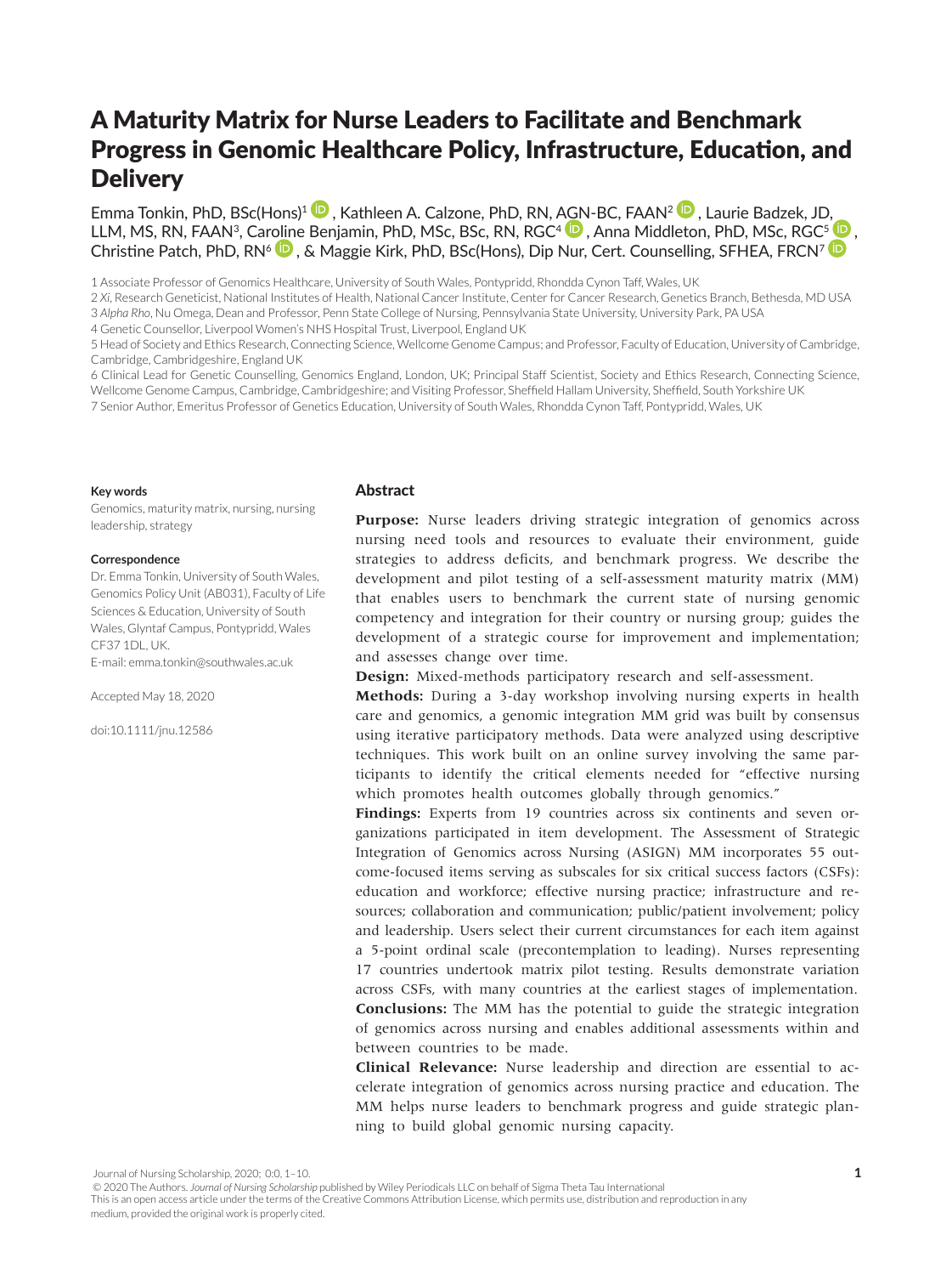# A Maturity Matrix for Nurse Leaders to Facilitate and Benchmark Progress in Genomic Healthcare Policy, Infrastructure, Education, and Delivery

Emma Tonkin, PhD, BSc(Hons)[1], Kathleen A. Calzone, PhD, RN, AGN-BC, FAAN[2], Laurie Badzek, JD, LLM, MS, RN, FAAN[3], Caroline Benjamin, PhD, MSc, BSc, RN, RGC[4], Anna Middleton, PhD, MSc, RGC[5], Christine Patch, PhD, RN[6], & Maggie Kirk, PhD, BSc(Hons), Dip Nur, Cert. Counselling, SFHEA, FRCN[7]

1 Associate Professor of Genomics Healthcare, University of South Wales, Pontypridd, Rhondda Cynon Taff, Wales, UK
2 *Xi*, Research Geneticist, National Institutes of Health, National Cancer Institute, Center for Cancer Research, Genetics Branch, Bethesda, MD USA
3 *Alpha Rho*, Nu Omega, Dean and Professor, Penn State College of Nursing, Pennsylvania State University, University Park, PA USA
4 Genetic Counsellor, Liverpool Women's NHS Hospital Trust, Liverpool, England UK
5 Head of Society and Ethics Research, Connecting Science, Wellcome Genome Campus; and Professor, Faculty of Education, University of Cambridge, Cambridge, Cambridgeshire, England UK
6 Clinical Lead for Genetic Counselling, Genomics England, London, UK; Principal Staff Scientist, Society and Ethics Research, Connecting Science, Wellcome Genome Campus, Cambridge, Cambridgeshire; and Visiting Professor, Sheffield Hallam University, Sheffield, South Yorkshire UK
7 Senior Author, Emeritus Professor of Genetics Education, University of South Wales, Rhondda Cynon Taff, Pontypridd, Wales, UK

**Key words**

Genomics, maturity matrix, nursing, nursing leadership, strategy

**Correspondence**

Dr. Emma Tonkin, University of South Wales, Genomics Policy Unit (AB031), Faculty of Life Sciences & Education, University of South Wales, Glyntaf Campus, Pontypridd, Wales CF37 1DL, UK.
E-mail: emma.tonkin@southwales.ac.uk

Accepted May 18, 2020

doi:10.1111/jnu.12586

## Abstract

**Purpose:** Nurse leaders driving strategic integration of genomics across nursing need tools and resources to evaluate their environment, guide strategies to address deficits, and benchmark progress. We describe the development and pilot testing of a self-assessment maturity matrix (MM) that enables users to benchmark the current state of nursing genomic competency and integration for their country or nursing group; guides the development of a strategic course for improvement and implementation; and assesses change over time.

**Design:** Mixed-methods participatory research and self-assessment.

**Methods:** During a 3-day workshop involving nursing experts in health care and genomics, a genomic integration MM grid was built by consensus using iterative participatory methods. Data were analyzed using descriptive techniques. This work built on an online survey involving the same participants to identify the critical elements needed for "effective nursing which promotes health outcomes globally through genomics."

**Findings:** Experts from 19 countries across six continents and seven organizations participated in item development. The Assessment of Strategic Integration of Genomics across Nursing (ASIGN) MM incorporates 55 outcome-focused items serving as subscales for six critical success factors (CSFs): education and workforce; effective nursing practice; infrastructure and resources; collaboration and communication; public/patient involvement; policy and leadership. Users select their current circumstances for each item against a 5-point ordinal scale (precontemplation to leading). Nurses representing 17 countries undertook matrix pilot testing. Results demonstrate variation across CSFs, with many countries at the earliest stages of implementation.

**Conclusions:** The MM has the potential to guide the strategic integration of genomics across nursing and enables additional assessments within and between countries to be made.

**Clinical Relevance:** Nurse leadership and direction are essential to accelerate integration of genomics across nursing practice and education. The MM helps nurse leaders to benchmark progress and guide strategic planning to build global genomic nursing capacity.

© 2020 The Authors. *Journal of Nursing Scholarship* published by Wiley Periodicals LLC on behalf of Sigma Theta Tau International
This is an open access article under the terms of the Creative Commons Attribution License, which permits use, distribution and reproduction in any medium, provided the original work is properly cited.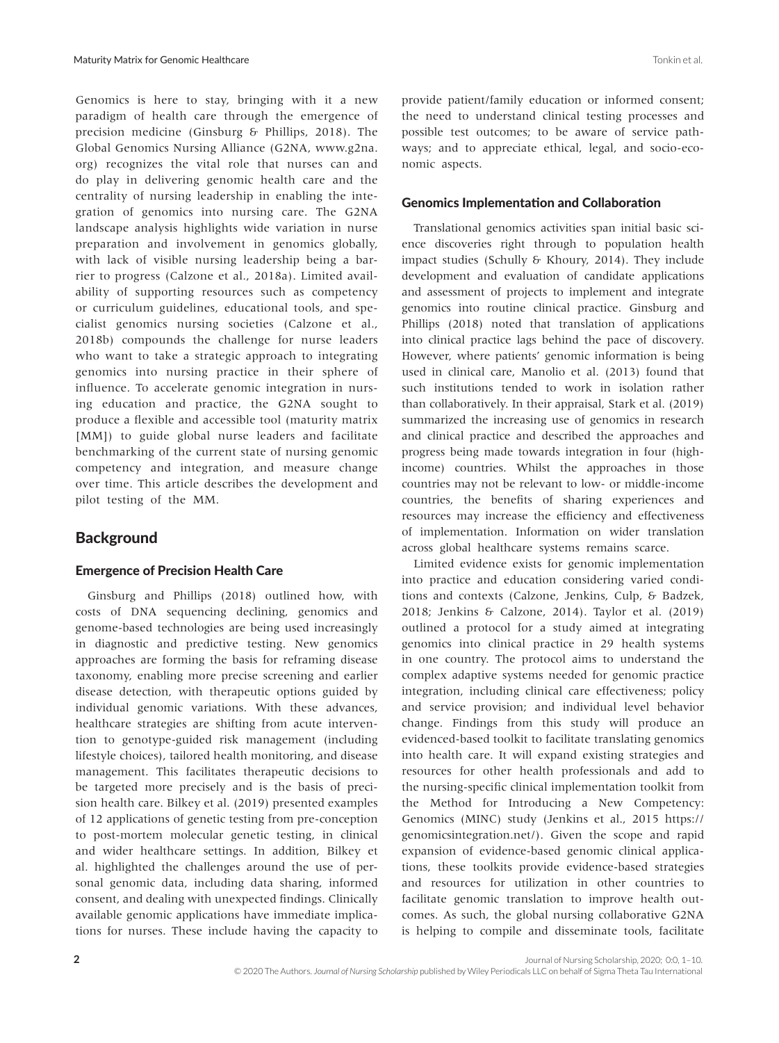Genomics is here to stay, bringing with it a new paradigm of health care through the emergence of precision medicine (Ginsburg & Phillips, 2018). The Global Genomics Nursing Alliance (G2NA, www.g2na.org) recognizes the vital role that nurses can and do play in delivering genomic health care and the centrality of nursing leadership in enabling the integration of genomics into nursing care. The G2NA landscape analysis highlights wide variation in nurse preparation and involvement in genomics globally, with lack of visible nursing leadership being a barrier to progress (Calzone et al., 2018a). Limited availability of supporting resources such as competency or curriculum guidelines, educational tools, and specialist genomics nursing societies (Calzone et al., 2018b) compounds the challenge for nurse leaders who want to take a strategic approach to integrating genomics into nursing practice in their sphere of influence. To accelerate genomic integration in nursing education and practice, the G2NA sought to produce a flexible and accessible tool (maturity matrix [MM]) to guide global nurse leaders and facilitate benchmarking of the current state of nursing genomic competency and integration, and measure change over time. This article describes the development and pilot testing of the MM.

## Background

### Emergence of Precision Health Care

Ginsburg and Phillips (2018) outlined how, with costs of DNA sequencing declining, genomics and genome-based technologies are being used increasingly in diagnostic and predictive testing. New genomics approaches are forming the basis for reframing disease taxonomy, enabling more precise screening and earlier disease detection, with therapeutic options guided by individual genomic variations. With these advances, healthcare strategies are shifting from acute intervention to genotype-guided risk management (including lifestyle choices), tailored health monitoring, and disease management. This facilitates therapeutic decisions to be targeted more precisely and is the basis of precision health care. Bilkey et al. (2019) presented examples of 12 applications of genetic testing from pre-conception to post-mortem molecular genetic testing, in clinical and wider healthcare settings. In addition, Bilkey et al. highlighted the challenges around the use of personal genomic data, including data sharing, informed consent, and dealing with unexpected findings. Clinically available genomic applications have immediate implications for nurses. These include having the capacity to provide patient/family education or informed consent; the need to understand clinical testing processes and possible test outcomes; to be aware of service pathways; and to appreciate ethical, legal, and socio-economic aspects.

### Genomics Implementation and Collaboration

Translational genomics activities span initial basic science discoveries right through to population health impact studies (Schully & Khoury, 2014). They include development and evaluation of candidate applications and assessment of projects to implement and integrate genomics into routine clinical practice. Ginsburg and Phillips (2018) noted that translation of applications into clinical practice lags behind the pace of discovery. However, where patients' genomic information is being used in clinical care, Manolio et al. (2013) found that such institutions tended to work in isolation rather than collaboratively. In their appraisal, Stark et al. (2019) summarized the increasing use of genomics in research and clinical practice and described the approaches and progress being made towards integration in four (high-income) countries. Whilst the approaches in those countries may not be relevant to low- or middle-income countries, the benefits of sharing experiences and resources may increase the efficiency and effectiveness of implementation. Information on wider translation across global healthcare systems remains scarce.

Limited evidence exists for genomic implementation into practice and education considering varied conditions and contexts (Calzone, Jenkins, Culp, & Badzek, 2018; Jenkins & Calzone, 2014). Taylor et al. (2019) outlined a protocol for a study aimed at integrating genomics into clinical practice in 29 health systems in one country. The protocol aims to understand the complex adaptive systems needed for genomic practice integration, including clinical care effectiveness; policy and service provision; and individual level behavior change. Findings from this study will produce an evidenced-based toolkit to facilitate translating genomics into health care. It will expand existing strategies and resources for other health professionals and add to the nursing-specific clinical implementation toolkit from the Method for Introducing a New Competency: Genomics (MINC) study (Jenkins et al., 2015 https://genomicsintegration.net/). Given the scope and rapid expansion of evidence-based genomic clinical applications, these toolkits provide evidence-based strategies and resources for utilization in other countries to facilitate genomic translation to improve health outcomes. As such, the global nursing collaborative G2NA is helping to compile and disseminate tools, facilitate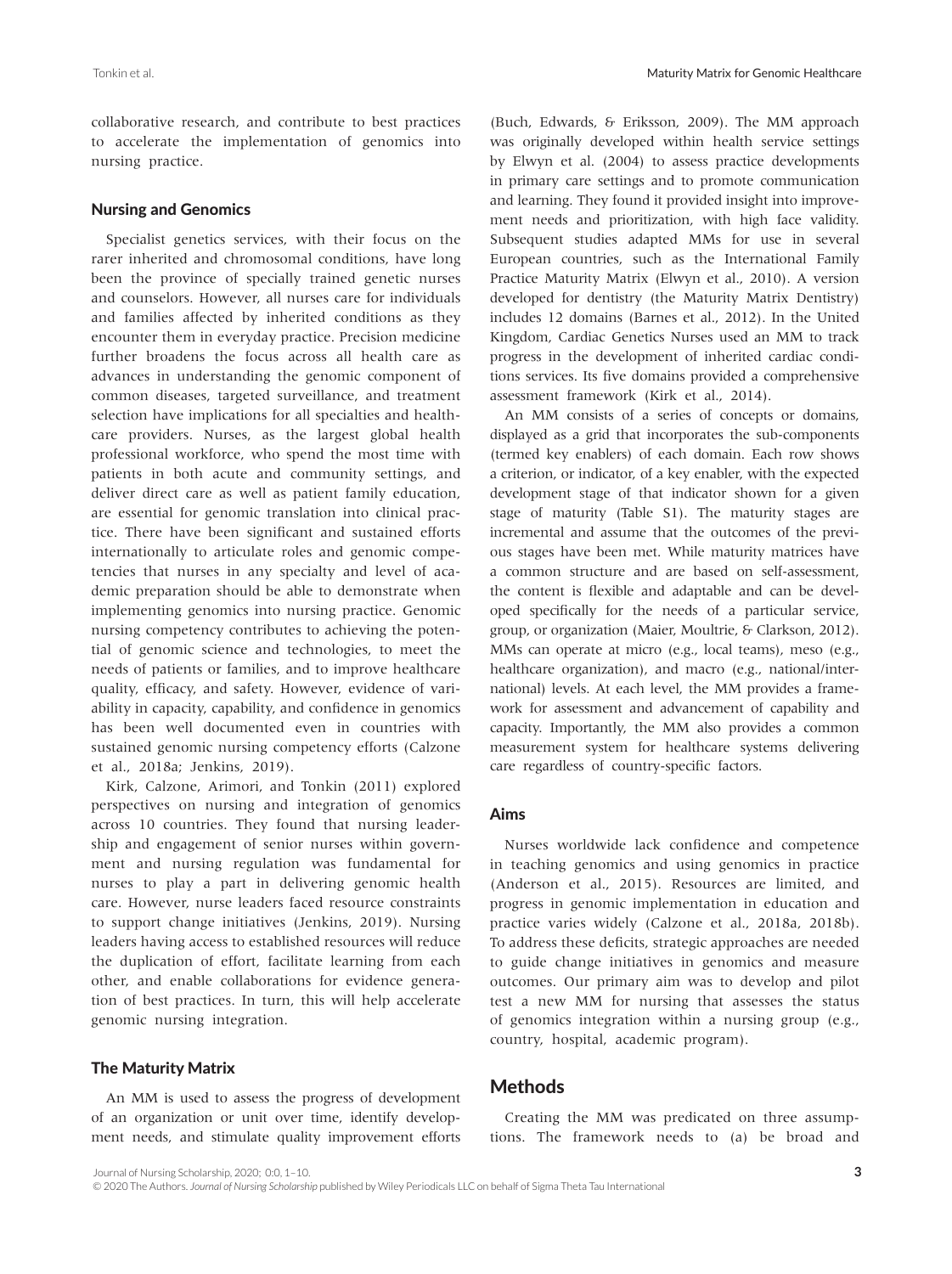collaborative research, and contribute to best practices to accelerate the implementation of genomics into nursing practice.

### Nursing and Genomics

Specialist genetics services, with their focus on the rarer inherited and chromosomal conditions, have long been the province of specially trained genetic nurses and counselors. However, all nurses care for individuals and families affected by inherited conditions as they encounter them in everyday practice. Precision medicine further broadens the focus across all health care as advances in understanding the genomic component of common diseases, targeted surveillance, and treatment selection have implications for all specialties and healthcare providers. Nurses, as the largest global health professional workforce, who spend the most time with patients in both acute and community settings, and deliver direct care as well as patient family education, are essential for genomic translation into clinical practice. There have been significant and sustained efforts internationally to articulate roles and genomic competencies that nurses in any specialty and level of academic preparation should be able to demonstrate when implementing genomics into nursing practice. Genomic nursing competency contributes to achieving the potential of genomic science and technologies, to meet the needs of patients or families, and to improve healthcare quality, efficacy, and safety. However, evidence of variability in capacity, capability, and confidence in genomics has been well documented even in countries with sustained genomic nursing competency efforts (Calzone et al., 2018a; Jenkins, 2019).

Kirk, Calzone, Arimori, and Tonkin (2011) explored perspectives on nursing and integration of genomics across 10 countries. They found that nursing leadership and engagement of senior nurses within government and nursing regulation was fundamental for nurses to play a part in delivering genomic health care. However, nurse leaders faced resource constraints to support change initiatives (Jenkins, 2019). Nursing leaders having access to established resources will reduce the duplication of effort, facilitate learning from each other, and enable collaborations for evidence generation of best practices. In turn, this will help accelerate genomic nursing integration.

### The Maturity Matrix

An MM is used to assess the progress of development of an organization or unit over time, identify development needs, and stimulate quality improvement efforts (Buch, Edwards, & Eriksson, 2009). The MM approach was originally developed within health service settings by Elwyn et al. (2004) to assess practice developments in primary care settings and to promote communication and learning. They found it provided insight into improvement needs and prioritization, with high face validity. Subsequent studies adapted MMs for use in several European countries, such as the International Family Practice Maturity Matrix (Elwyn et al., 2010). A version developed for dentistry (the Maturity Matrix Dentistry) includes 12 domains (Barnes et al., 2012). In the United Kingdom, Cardiac Genetics Nurses used an MM to track progress in the development of inherited cardiac conditions services. Its five domains provided a comprehensive assessment framework (Kirk et al., 2014).

An MM consists of a series of concepts or domains, displayed as a grid that incorporates the sub-components (termed key enablers) of each domain. Each row shows a criterion, or indicator, of a key enabler, with the expected development stage of that indicator shown for a given stage of maturity (Table S1). The maturity stages are incremental and assume that the outcomes of the previous stages have been met. While maturity matrices have a common structure and are based on self-assessment, the content is flexible and adaptable and can be developed specifically for the needs of a particular service, group, or organization (Maier, Moultrie, & Clarkson, 2012). MMs can operate at micro (e.g., local teams), meso (e.g., healthcare organization), and macro (e.g., national/international) levels. At each level, the MM provides a framework for assessment and advancement of capability and capacity. Importantly, the MM also provides a common measurement system for healthcare systems delivering care regardless of country-specific factors.

### Aims

Nurses worldwide lack confidence and competence in teaching genomics and using genomics in practice (Anderson et al., 2015). Resources are limited, and progress in genomic implementation in education and practice varies widely (Calzone et al., 2018a, 2018b). To address these deficits, strategic approaches are needed to guide change initiatives in genomics and measure outcomes. Our primary aim was to develop and pilot test a new MM for nursing that assesses the status of genomics integration within a nursing group (e.g., country, hospital, academic program).

## Methods

Creating the MM was predicated on three assumptions. The framework needs to (a) be broad and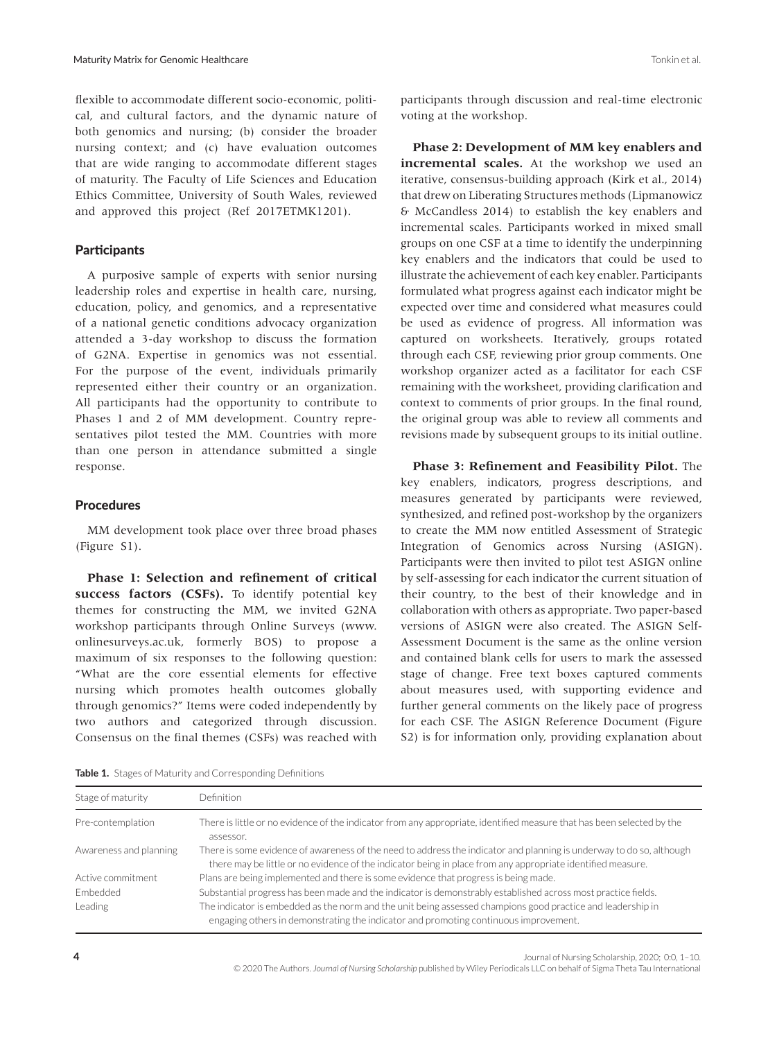flexible to accommodate different socio-economic, political, and cultural factors, and the dynamic nature of both genomics and nursing; (b) consider the broader nursing context; and (c) have evaluation outcomes that are wide ranging to accommodate different stages of maturity. The Faculty of Life Sciences and Education Ethics Committee, University of South Wales, reviewed and approved this project (Ref 2017ETMK1201).

## Participants

A purposive sample of experts with senior nursing leadership roles and expertise in health care, nursing, education, policy, and genomics, and a representative of a national genetic conditions advocacy organization attended a 3-day workshop to discuss the formation of G2NA. Expertise in genomics was not essential. For the purpose of the event, individuals primarily represented either their country or an organization. All participants had the opportunity to contribute to Phases 1 and 2 of MM development. Country representatives pilot tested the MM. Countries with more than one person in attendance submitted a single response.

## Procedures

MM development took place over three broad phases (Figure S1).

**Phase 1: Selection and refinement of critical success factors (CSFs).** To identify potential key themes for constructing the MM, we invited G2NA workshop participants through Online Surveys (www.onlinesurveys.ac.uk, formerly BOS) to propose a maximum of six responses to the following question: "What are the core essential elements for effective nursing which promotes health outcomes globally through genomics?" Items were coded independently by two authors and categorized through discussion. Consensus on the final themes (CSFs) was reached with participants through discussion and real-time electronic voting at the workshop.

**Phase 2: Development of MM key enablers and incremental scales.** At the workshop we used an iterative, consensus-building approach (Kirk et al., 2014) that drew on Liberating Structures methods (Lipmanowicz & McCandless 2014) to establish the key enablers and incremental scales. Participants worked in mixed small groups on one CSF at a time to identify the underpinning key enablers and the indicators that could be used to illustrate the achievement of each key enabler. Participants formulated what progress against each indicator might be expected over time and considered what measures could be used as evidence of progress. All information was captured on worksheets. Iteratively, groups rotated through each CSF, reviewing prior group comments. One workshop organizer acted as a facilitator for each CSF remaining with the worksheet, providing clarification and context to comments of prior groups. In the final round, the original group was able to review all comments and revisions made by subsequent groups to its initial outline.

**Phase 3: Refinement and Feasibility Pilot.** The key enablers, indicators, progress descriptions, and measures generated by participants were reviewed, synthesized, and refined post-workshop by the organizers to create the MM now entitled Assessment of Strategic Integration of Genomics across Nursing (ASIGN). Participants were then invited to pilot test ASIGN online by self-assessing for each indicator the current situation of their country, to the best of their knowledge and in collaboration with others as appropriate. Two paper-based versions of ASIGN were also created. The ASIGN Self-Assessment Document is the same as the online version and contained blank cells for users to mark the assessed stage of change. Free text boxes captured comments about measures used, with supporting evidence and further general comments on the likely pace of progress for each CSF. The ASIGN Reference Document (Figure S2) is for information only, providing explanation about

**Table 1.** Stages of Maturity and Corresponding Definitions

| Stage of maturity | Definition |
|---|---|
| Pre-contemplation | There is little or no evidence of the indicator from any appropriate, identified measure that has been selected by the assessor. |
| Awareness and planning | There is some evidence of awareness of the need to address the indicator and planning is underway to do so, although there may be little or no evidence of the indicator being in place from any appropriate identified measure. |
| Active commitment | Plans are being implemented and there is some evidence that progress is being made. |
| Embedded | Substantial progress has been made and the indicator is demonstrably established across most practice fields. |
| Leading | The indicator is embedded as the norm and the unit being assessed champions good practice and leadership in engaging others in demonstrating the indicator and promoting continuous improvement. |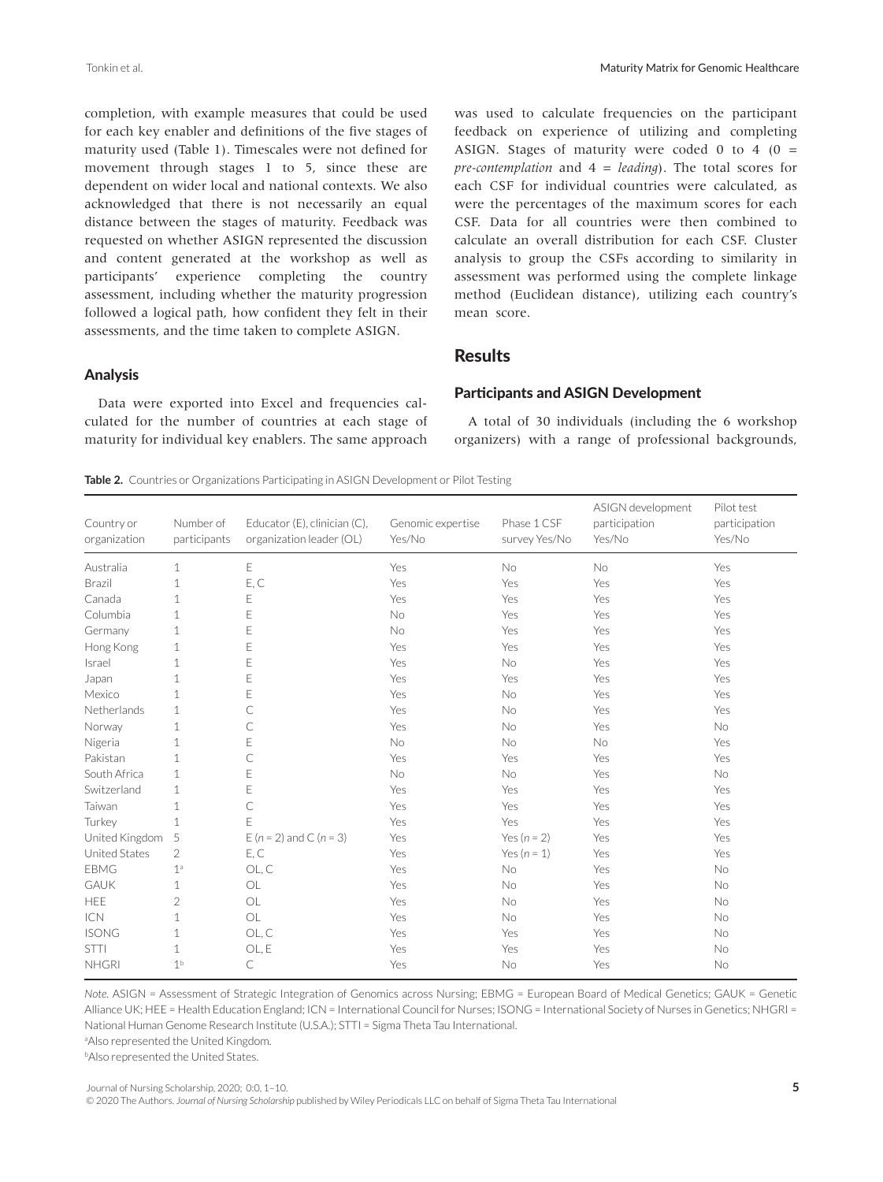completion, with example measures that could be used for each key enabler and definitions of the five stages of maturity used (Table 1). Timescales were not defined for movement through stages 1 to 5, since these are dependent on wider local and national contexts. We also acknowledged that there is not necessarily an equal distance between the stages of maturity. Feedback was requested on whether ASIGN represented the discussion and content generated at the workshop as well as participants' experience completing the country assessment, including whether the maturity progression followed a logical path, how confident they felt in their assessments, and the time taken to complete ASIGN.

### Analysis

Data were exported into Excel and frequencies calculated for the number of countries at each stage of maturity for individual key enablers. The same approach was used to calculate frequencies on the participant feedback on experience of utilizing and completing ASIGN. Stages of maturity were coded 0 to 4 (0 = *pre-contemplation* and 4 = *leading*). The total scores for each CSF for individual countries were calculated, as were the percentages of the maximum scores for each CSF. Data for all countries were then combined to calculate an overall distribution for each CSF. Cluster analysis to group the CSFs according to similarity in assessment was performed using the complete linkage method (Euclidean distance), utilizing each country's mean score.

## Results

### Participants and ASIGN Development

A total of 30 individuals (including the 6 workshop organizers) with a range of professional backgrounds,

**Table 2.** Countries or Organizations Participating in ASIGN Development or Pilot Testing

| Country or organization | Number of participants | Educator (E), clinician (C), organization leader (OL) | Genomic expertise Yes/No | Phase 1 CSF survey Yes/No | ASIGN development participation Yes/No | Pilot test participation Yes/No |
|---|---|---|---|---|---|---|
| Australia | 1 | E | Yes | No | No | Yes |
| Brazil | 1 | E, C | Yes | Yes | Yes | Yes |
| Canada | 1 | E | Yes | Yes | Yes | Yes |
| Columbia | 1 | E | No | Yes | Yes | Yes |
| Germany | 1 | E | No | Yes | Yes | Yes |
| Hong Kong | 1 | E | Yes | Yes | Yes | Yes |
| Israel | 1 | E | Yes | No | Yes | Yes |
| Japan | 1 | E | Yes | Yes | Yes | Yes |
| Mexico | 1 | E | Yes | No | Yes | Yes |
| Netherlands | 1 | C | Yes | No | Yes | Yes |
| Norway | 1 | C | Yes | No | Yes | No |
| Nigeria | 1 | E | No | No | No | Yes |
| Pakistan | 1 | C | Yes | Yes | Yes | Yes |
| South Africa | 1 | E | No | No | Yes | No |
| Switzerland | 1 | E | Yes | Yes | Yes | Yes |
| Taiwan | 1 | C | Yes | Yes | Yes | Yes |
| Turkey | 1 | E | Yes | Yes | Yes | Yes |
| United Kingdom | 5 | E ($n$ = 2) and C ($n$ = 3) | Yes | Yes ($n$ = 2) | Yes | Yes |
| United States | 2 | E, C | Yes | Yes ($n$ = 1) | Yes | Yes |
| EBMG | 1[a] | OL, C | Yes | No | Yes | No |
| GAUK | 1 | OL | Yes | No | Yes | No |
| HEE | 2 | OL | Yes | No | Yes | No |
| ICN | 1 | OL | Yes | No | Yes | No |
| ISONG | 1 | OL, C | Yes | Yes | Yes | No |
| STTI | 1 | OL, E | Yes | Yes | Yes | No |
| NHGRI | 1[b] | C | Yes | No | Yes | No |

*Note.* ASIGN = Assessment of Strategic Integration of Genomics across Nursing; EBMG = European Board of Medical Genetics; GAUK = Genetic Alliance UK; HEE = Health Education England; ICN = International Council for Nurses; ISONG = International Society of Nurses in Genetics; NHGRI = National Human Genome Research Institute (U.S.A.); STTI = Sigma Theta Tau International.

[a]Also represented the United Kingdom.

[b]Also represented the United States.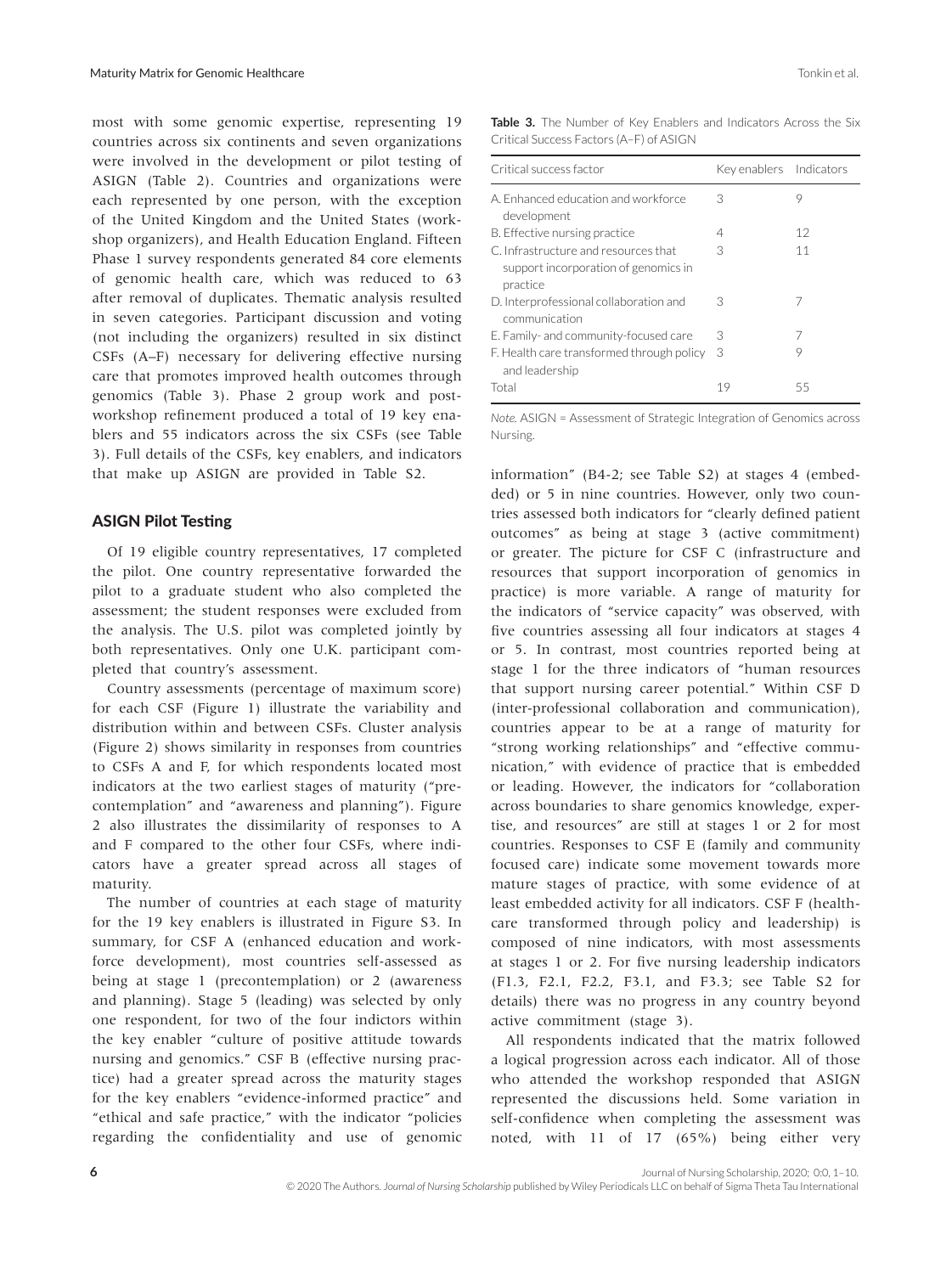most with some genomic expertise, representing 19 countries across six continents and seven organizations were involved in the development or pilot testing of ASIGN (Table 2). Countries and organizations were each represented by one person, with the exception of the United Kingdom and the United States (workshop organizers), and Health Education England. Fifteen Phase 1 survey respondents generated 84 core elements of genomic health care, which was reduced to 63 after removal of duplicates. Thematic analysis resulted in seven categories. Participant discussion and voting (not including the organizers) resulted in six distinct CSFs (A–F) necessary for delivering effective nursing care that promotes improved health outcomes through genomics (Table 3). Phase 2 group work and post-workshop refinement produced a total of 19 key enablers and 55 indicators across the six CSFs (see Table 3). Full details of the CSFs, key enablers, and indicators that make up ASIGN are provided in Table S2.

**Table 3.** The Number of Key Enablers and Indicators Across the Six Critical Success Factors (A–F) of ASIGN

| Critical success factor | Key enablers | Indicators |
|---|---|---|
| A. Enhanced education and workforce development | 3 | 9 |
| B. Effective nursing practice | 4 | 12 |
| C. Infrastructure and resources that support incorporation of genomics in practice | 3 | 11 |
| D. Interprofessional collaboration and communication | 3 | 7 |
| E. Family- and community-focused care | 3 | 7 |
| F. Health care transformed through policy and leadership | 3 | 9 |
| Total | 19 | 55 |

*Note.* ASIGN = Assessment of Strategic Integration of Genomics across Nursing.

## ASIGN Pilot Testing

Of 19 eligible country representatives, 17 completed the pilot. One country representative forwarded the pilot to a graduate student who also completed the assessment; the student responses were excluded from the analysis. The U.S. pilot was completed jointly by both representatives. Only one U.K. participant completed that country's assessment.

Country assessments (percentage of maximum score) for each CSF (Figure 1) illustrate the variability and distribution within and between CSFs. Cluster analysis (Figure 2) shows similarity in responses from countries to CSFs A and F, for which respondents located most indicators at the two earliest stages of maturity ("precontemplation" and "awareness and planning"). Figure 2 also illustrates the dissimilarity of responses to A and F compared to the other four CSFs, where indicators have a greater spread across all stages of maturity.

The number of countries at each stage of maturity for the 19 key enablers is illustrated in Figure S3. In summary, for CSF A (enhanced education and workforce development), most countries self-assessed as being at stage 1 (precontemplation) or 2 (awareness and planning). Stage 5 (leading) was selected by only one respondent, for two of the four indictors within the key enabler "culture of positive attitude towards nursing and genomics." CSF B (effective nursing practice) had a greater spread across the maturity stages for the key enablers "evidence-informed practice" and "ethical and safe practice," with the indicator "policies regarding the confidentiality and use of genomic information" (B4-2; see Table S2) at stages 4 (embedded) or 5 in nine countries. However, only two countries assessed both indicators for "clearly defined patient outcomes" as being at stage 3 (active commitment) or greater. The picture for CSF C (infrastructure and resources that support incorporation of genomics in practice) is more variable. A range of maturity for the indicators of "service capacity" was observed, with five countries assessing all four indicators at stages 4 or 5. In contrast, most countries reported being at stage 1 for the three indicators of "human resources that support nursing career potential." Within CSF D (inter-professional collaboration and communication), countries appear to be at a range of maturity for "strong working relationships" and "effective communication," with evidence of practice that is embedded or leading. However, the indicators for "collaboration across boundaries to share genomics knowledge, expertise, and resources" are still at stages 1 or 2 for most countries. Responses to CSF E (family and community focused care) indicate some movement towards more mature stages of practice, with some evidence of at least embedded activity for all indicators. CSF F (healthcare transformed through policy and leadership) is composed of nine indicators, with most assessments at stages 1 or 2. For five nursing leadership indicators (F1.3, F2.1, F2.2, F3.1, and F3.3; see Table S2 for details) there was no progress in any country beyond active commitment (stage 3).

All respondents indicated that the matrix followed a logical progression across each indicator. All of those who attended the workshop responded that ASIGN represented the discussions held. Some variation in self-confidence when completing the assessment was noted, with 11 of 17 (65%) being either very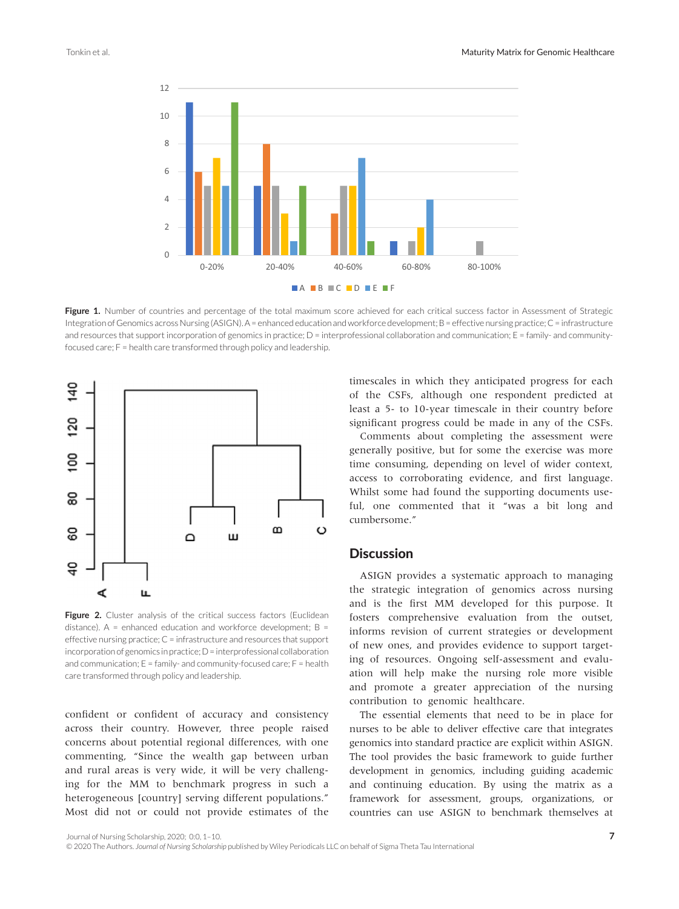Figure 1. Number of countries and percentage of the total maximum score achieved for each critical success factor in Assessment of Strategic Integration of Genomics across Nursing (ASIGN). A = enhanced education and workforce development; B = effective nursing practice; C = infrastructure and resources that support incorporation of genomics in practice; D = interprofessional collaboration and communication; E = family- and community-focused care; F = health care transformed through policy and leadership.

Figure 2. Cluster analysis of the critical success factors (Euclidean distance). A = enhanced education and workforce development; B = effective nursing practice; C = infrastructure and resources that support incorporation of genomics in practice; D = interprofessional collaboration and communication; E = family- and community-focused care; F = health care transformed through policy and leadership.

confident or confident of accuracy and consistency across their country. However, three people raised concerns about potential regional differences, with one commenting, "Since the wealth gap between urban and rural areas is very wide, it will be very challenging for the MM to benchmark progress in such a heterogeneous [country] serving different populations." Most did not or could not provide estimates of the timescales in which they anticipated progress for each of the CSFs, although one respondent predicted at least a 5- to 10-year timescale in their country before significant progress could be made in any of the CSFs.

Comments about completing the assessment were generally positive, but for some the exercise was more time consuming, depending on level of wider context, access to corroborating evidence, and first language. Whilst some had found the supporting documents useful, one commented that it "was a bit long and cumbersome."

## Discussion

ASIGN provides a systematic approach to managing the strategic integration of genomics across nursing and is the first MM developed for this purpose. It fosters comprehensive evaluation from the outset, informs revision of current strategies or development of new ones, and provides evidence to support targeting of resources. Ongoing self-assessment and evaluation will help make the nursing role more visible and promote a greater appreciation of the nursing contribution to genomic healthcare.

The essential elements that need to be in place for nurses to be able to deliver effective care that integrates genomics into standard practice are explicit within ASIGN. The tool provides the basic framework to guide further development in genomics, including guiding academic and continuing education. By using the matrix as a framework for assessment, groups, organizations, or countries can use ASIGN to benchmark themselves at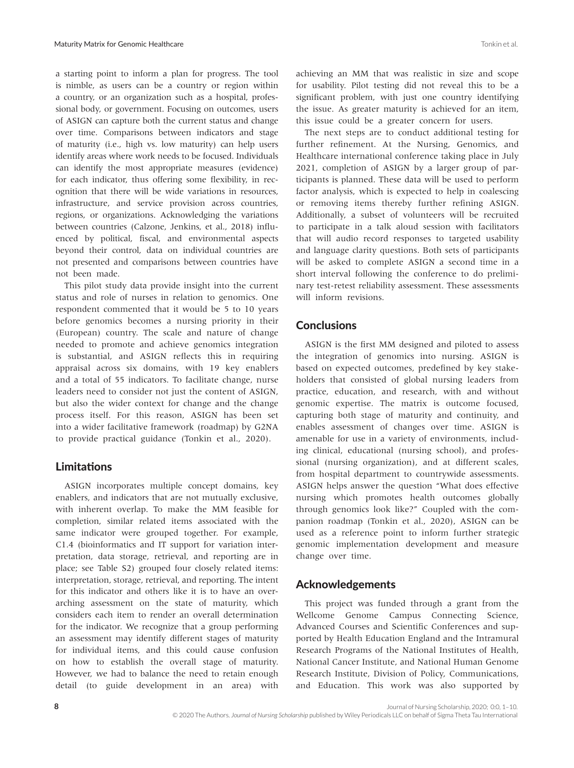a starting point to inform a plan for progress. The tool is nimble, as users can be a country or region within a country, or an organization such as a hospital, professional body, or government. Focusing on outcomes, users of ASIGN can capture both the current status and change over time. Comparisons between indicators and stage of maturity (i.e., high vs. low maturity) can help users identify areas where work needs to be focused. Individuals can identify the most appropriate measures (evidence) for each indicator, thus offering some flexibility, in recognition that there will be wide variations in resources, infrastructure, and service provision across countries, regions, or organizations. Acknowledging the variations between countries (Calzone, Jenkins, et al., 2018) influenced by political, fiscal, and environmental aspects beyond their control, data on individual countries are not presented and comparisons between countries have not been made.

This pilot study data provide insight into the current status and role of nurses in relation to genomics. One respondent commented that it would be 5 to 10 years before genomics becomes a nursing priority in their (European) country. The scale and nature of change needed to promote and achieve genomics integration is substantial, and ASIGN reflects this in requiring appraisal across six domains, with 19 key enablers and a total of 55 indicators. To facilitate change, nurse leaders need to consider not just the content of ASIGN, but also the wider context for change and the change process itself. For this reason, ASIGN has been set into a wider facilitative framework (roadmap) by G2NA to provide practical guidance (Tonkin et al., 2020).

## Limitations

ASIGN incorporates multiple concept domains, key enablers, and indicators that are not mutually exclusive, with inherent overlap. To make the MM feasible for completion, similar related items associated with the same indicator were grouped together. For example, C1.4 (bioinformatics and IT support for variation interpretation, data storage, retrieval, and reporting are in place; see Table S2) grouped four closely related items: interpretation, storage, retrieval, and reporting. The intent for this indicator and others like it is to have an overarching assessment on the state of maturity, which considers each item to render an overall determination for the indicator. We recognize that a group performing an assessment may identify different stages of maturity for individual items, and this could cause confusion on how to establish the overall stage of maturity. However, we had to balance the need to retain enough detail (to guide development in an area) with achieving an MM that was realistic in size and scope for usability. Pilot testing did not reveal this to be a significant problem, with just one country identifying the issue. As greater maturity is achieved for an item, this issue could be a greater concern for users.

The next steps are to conduct additional testing for further refinement. At the Nursing, Genomics, and Healthcare international conference taking place in July 2021, completion of ASIGN by a larger group of participants is planned. These data will be used to perform factor analysis, which is expected to help in coalescing or removing items thereby further refining ASIGN. Additionally, a subset of volunteers will be recruited to participate in a talk aloud session with facilitators that will audio record responses to targeted usability and language clarity questions. Both sets of participants will be asked to complete ASIGN a second time in a short interval following the conference to do preliminary test-retest reliability assessment. These assessments will inform revisions.

## Conclusions

ASIGN is the first MM designed and piloted to assess the integration of genomics into nursing. ASIGN is based on expected outcomes, predefined by key stakeholders that consisted of global nursing leaders from practice, education, and research, with and without genomic expertise. The matrix is outcome focused, capturing both stage of maturity and continuity, and enables assessment of changes over time. ASIGN is amenable for use in a variety of environments, including clinical, educational (nursing school), and professional (nursing organization), and at different scales, from hospital department to countrywide assessments. ASIGN helps answer the question "What does effective nursing which promotes health outcomes globally through genomics look like?" Coupled with the companion roadmap (Tonkin et al., 2020), ASIGN can be used as a reference point to inform further strategic genomic implementation development and measure change over time.

## Acknowledgements

This project was funded through a grant from the Wellcome Genome Campus Connecting Science, Advanced Courses and Scientific Conferences and supported by Health Education England and the Intramural Research Programs of the National Institutes of Health, National Cancer Institute, and National Human Genome Research Institute, Division of Policy, Communications, and Education. This work was also supported by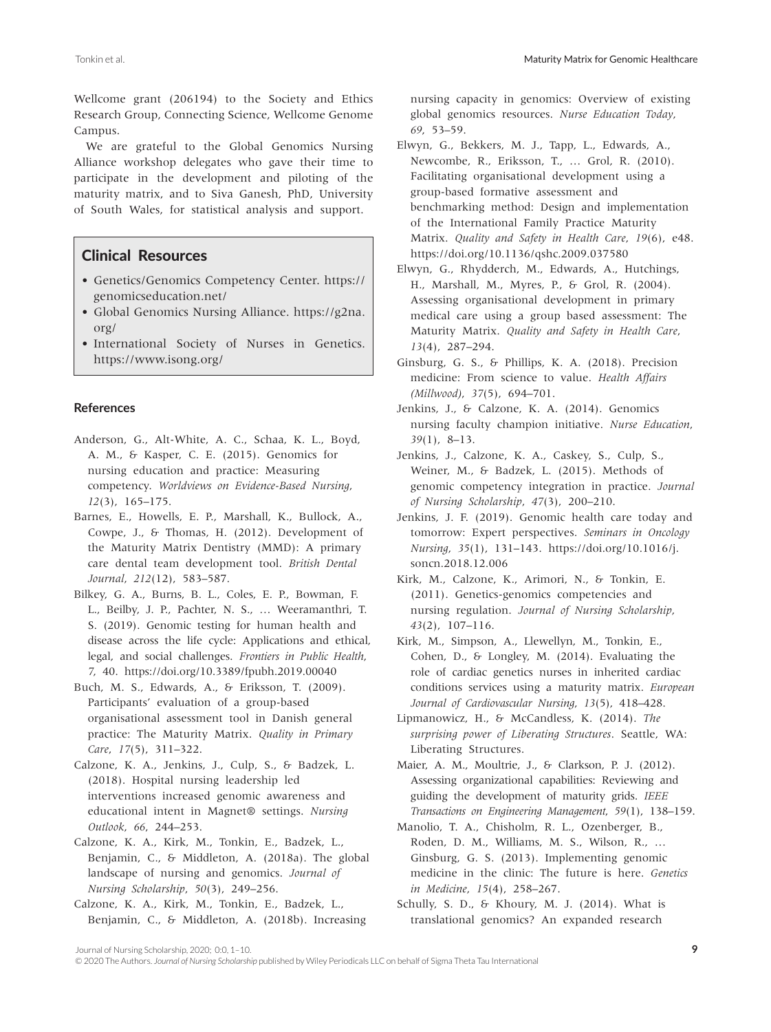Wellcome grant (206194) to the Society and Ethics Research Group, Connecting Science, Wellcome Genome Campus.

We are grateful to the Global Genomics Nursing Alliance workshop delegates who gave their time to participate in the development and piloting of the maturity matrix, and to Siva Ganesh, PhD, University of South Wales, for statistical analysis and support.

## Clinical Resources

- Genetics/Genomics Competency Center. https://genomicseducation.net/
- Global Genomics Nursing Alliance. https://g2na.org/
- International Society of Nurses in Genetics. https://www.isong.org/

### References

Anderson, G., Alt-White, A. C., Schaa, K. L., Boyd, A. M., & Kasper, C. E. (2015). Genomics for nursing education and practice: Measuring competency. *Worldviews on Evidence-Based Nursing*, *12*(3), 165–175.

Barnes, E., Howells, E. P., Marshall, K., Bullock, A., Cowpe, J., & Thomas, H. (2012). Development of the Maturity Matrix Dentistry (MMD): A primary care dental team development tool. *British Dental Journal*, *212*(12), 583–587.

Bilkey, G. A., Burns, B. L., Coles, E. P., Bowman, F. L., Beilby, J. P., Pachter, N. S., … Weeramanthri, T. S. (2019). Genomic testing for human health and disease across the life cycle: Applications and ethical, legal, and social challenges. *Frontiers in Public Health*, *7*, 40. https://doi.org/10.3389/fpubh.2019.00040

Buch, M. S., Edwards, A., & Eriksson, T. (2009). Participants' evaluation of a group-based organisational assessment tool in Danish general practice: The Maturity Matrix. *Quality in Primary Care*, *17*(5), 311–322.

Calzone, K. A., Jenkins, J., Culp, S., & Badzek, L. (2018). Hospital nursing leadership led interventions increased genomic awareness and educational intent in Magnet® settings. *Nursing Outlook*, *66*, 244–253.

Calzone, K. A., Kirk, M., Tonkin, E., Badzek, L., Benjamin, C., & Middleton, A. (2018a). The global landscape of nursing and genomics. *Journal of Nursing Scholarship*, *50*(3), 249–256.

Calzone, K. A., Kirk, M., Tonkin, E., Badzek, L., Benjamin, C., & Middleton, A. (2018b). Increasing nursing capacity in genomics: Overview of existing global genomics resources. *Nurse Education Today*, *69*, 53–59.

Elwyn, G., Bekkers, M. J., Tapp, L., Edwards, A., Newcombe, R., Eriksson, T., … Grol, R. (2010). Facilitating organisational development using a group-based formative assessment and benchmarking method: Design and implementation of the International Family Practice Maturity Matrix. *Quality and Safety in Health Care*, *19*(6), e48. https://doi.org/10.1136/qshc.2009.037580

Elwyn, G., Rhydderch, M., Edwards, A., Hutchings, H., Marshall, M., Myres, P., & Grol, R. (2004). Assessing organisational development in primary medical care using a group based assessment: The Maturity Matrix. *Quality and Safety in Health Care*, *13*(4), 287–294.

Ginsburg, G. S., & Phillips, K. A. (2018). Precision medicine: From science to value. *Health Affairs (Millwood)*, *37*(5), 694–701.

Jenkins, J., & Calzone, K. A. (2014). Genomics nursing faculty champion initiative. *Nurse Education*, *39*(1), 8–13.

Jenkins, J., Calzone, K. A., Caskey, S., Culp, S., Weiner, M., & Badzek, L. (2015). Methods of genomic competency integration in practice. *Journal of Nursing Scholarship*, *47*(3), 200–210.

Jenkins, J. F. (2019). Genomic health care today and tomorrow: Expert perspectives. *Seminars in Oncology Nursing*, *35*(1), 131–143. https://doi.org/10.1016/j.soncn.2018.12.006

Kirk, M., Calzone, K., Arimori, N., & Tonkin, E. (2011). Genetics-genomics competencies and nursing regulation. *Journal of Nursing Scholarship*, *43*(2), 107–116.

Kirk, M., Simpson, A., Llewellyn, M., Tonkin, E., Cohen, D., & Longley, M. (2014). Evaluating the role of cardiac genetics nurses in inherited cardiac conditions services using a maturity matrix. *European Journal of Cardiovascular Nursing*, *13*(5), 418–428.

Lipmanowicz, H., & McCandless, K. (2014). *The surprising power of Liberating Structures*. Seattle, WA: Liberating Structures.

Maier, A. M., Moultrie, J., & Clarkson, P. J. (2012). Assessing organizational capabilities: Reviewing and guiding the development of maturity grids. *IEEE Transactions on Engineering Management*, *59*(1), 138–159.

Manolio, T. A., Chisholm, R. L., Ozenberger, B., Roden, D. M., Williams, M. S., Wilson, R., … Ginsburg, G. S. (2013). Implementing genomic medicine in the clinic: The future is here. *Genetics in Medicine*, *15*(4), 258–267.

Schully, S. D., & Khoury, M. J. (2014). What is translational genomics? An expanded research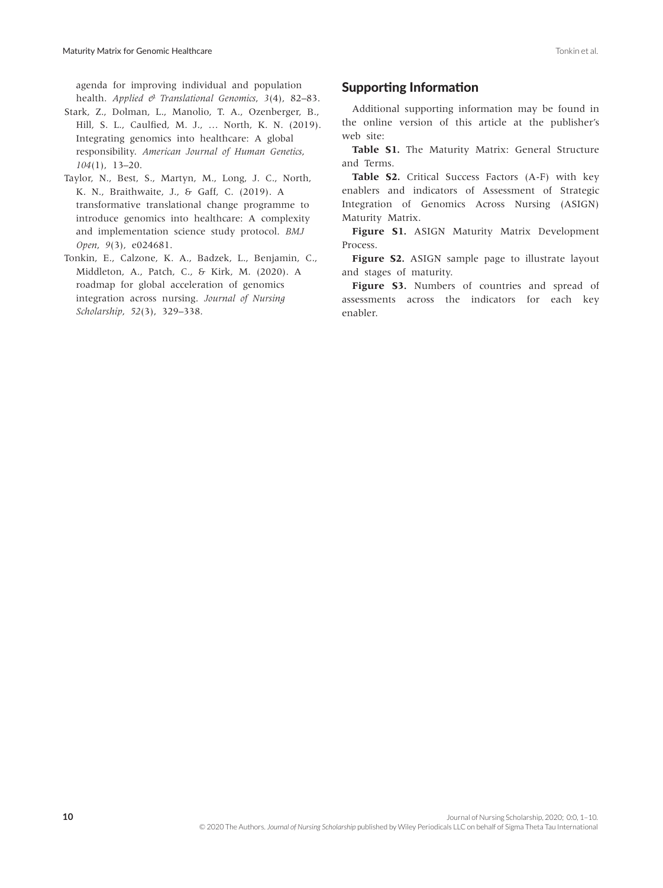agenda for improving individual and population health. *Applied & Translational Genomics*, *3*(4), 82–83.

Stark, Z., Dolman, L., Manolio, T. A., Ozenberger, B., Hill, S. L., Caulfied, M. J., … North, K. N. (2019). Integrating genomics into healthcare: A global responsibility. *American Journal of Human Genetics*, *104*(1), 13–20.

Taylor, N., Best, S., Martyn, M., Long, J. C., North, K. N., Braithwaite, J., & Gaff, C. (2019). A transformative translational change programme to introduce genomics into healthcare: A complexity and implementation science study protocol. *BMJ Open*, *9*(3), e024681.

Tonkin, E., Calzone, K. A., Badzek, L., Benjamin, C., Middleton, A., Patch, C., & Kirk, M. (2020). A roadmap for global acceleration of genomics integration across nursing. *Journal of Nursing Scholarship*, *52*(3), 329–338.

## Supporting Information

Additional supporting information may be found in the online version of this article at the publisher's web site:

**Table S1.** The Maturity Matrix: General Structure and Terms.

**Table S2.** Critical Success Factors (A-F) with key enablers and indicators of Assessment of Strategic Integration of Genomics Across Nursing (ASIGN) Maturity Matrix.

**Figure S1.** ASIGN Maturity Matrix Development Process.

**Figure S2.** ASIGN sample page to illustrate layout and stages of maturity.

**Figure S3.** Numbers of countries and spread of assessments across the indicators for each key enabler.